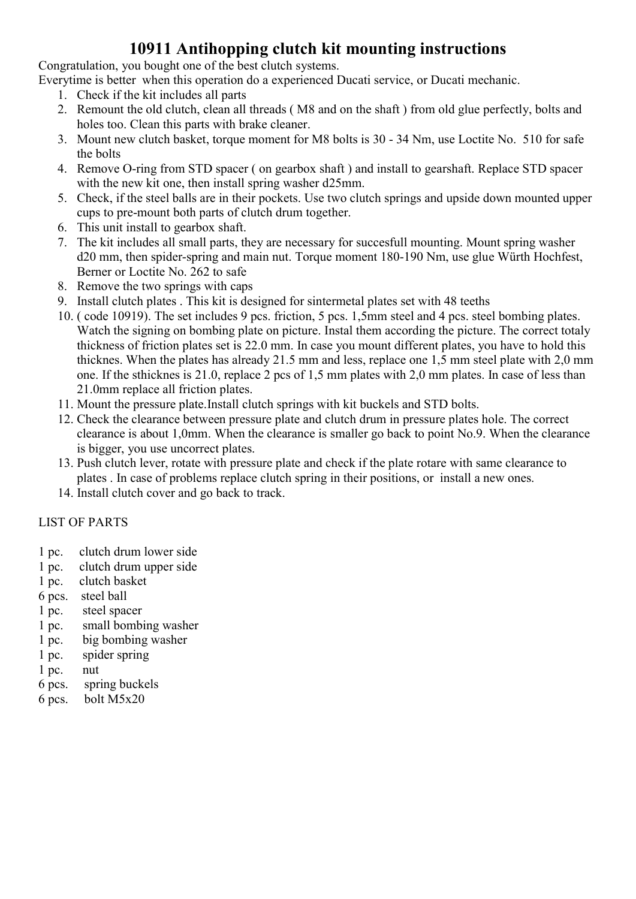# 10911 Antihopping clutch kit mounting instructions

Congratulation, you bought one of the best clutch systems.
Everytime is better when this operation do a experienced Ducati service, or Ducati mechanic.

1. Check if the kit includes all parts
2. Remount the old clutch, clean all threads ( M8 and on the shaft ) from old glue perfectly, bolts and holes too. Clean this parts with brake cleaner.
3. Mount new clutch basket, torque moment for M8 bolts is 30 - 34 Nm, use Loctite No. 510 for safe the bolts
4. Remove O-ring from STD spacer ( on gearbox shaft ) and install to gearshaft. Replace STD spacer with the new kit one, then install spring washer d25mm.
5. Check, if the steel balls are in their pockets. Use two clutch springs and upside down mounted upper cups to pre-mount both parts of clutch drum together.
6. This unit install to gearbox shaft.
7. The kit includes all small parts, they are necessary for succesfull mounting. Mount spring washer d20 mm, then spider-spring and main nut. Torque moment 180-190 Nm, use glue Würth Hochfest, Berner or Loctite No. 262 to safe
8. Remove the two springs with caps
9. Install clutch plates . This kit is designed for sintermetal plates set with 48 teeths
10. ( code 10919). The set includes 9 pcs. friction, 5 pcs. 1,5mm steel and 4 pcs. steel bombing plates. Watch the signing on bombing plate on picture. Instal them according the picture. The correct totaly thickness of friction plates set is 22.0 mm. In case you mount different plates, you have to hold this thicknes. When the plates has already 21.5 mm and less, replace one 1,5 mm steel plate with 2,0 mm one. If the sthicknes is 21.0, replace 2 pcs of 1,5 mm plates with 2,0 mm plates. In case of less than 21.0mm replace all friction plates.
11. Mount the pressure plate.Install clutch springs with kit buckels and STD bolts.
12. Check the clearance between pressure plate and clutch drum in pressure plates hole. The correct clearance is about 1,0mm. When the clearance is smaller go back to point No.9. When the clearance is bigger, you use uncorrect plates.
13. Push clutch lever, rotate with pressure plate and check if the plate rotare with same clearance to plates . In case of problems replace clutch spring in their positions, or install a new ones.
14. Install clutch cover and go back to track.

LIST OF PARTS

1 pc. clutch drum lower side
1 pc. clutch drum upper side
1 pc. clutch basket
6 pcs. steel ball
1 pc. steel spacer
1 pc. small bombing washer
1 pc. big bombing washer
1 pc. spider spring
1 pc. nut
6 pcs. spring buckels
6 pcs. bolt M5x20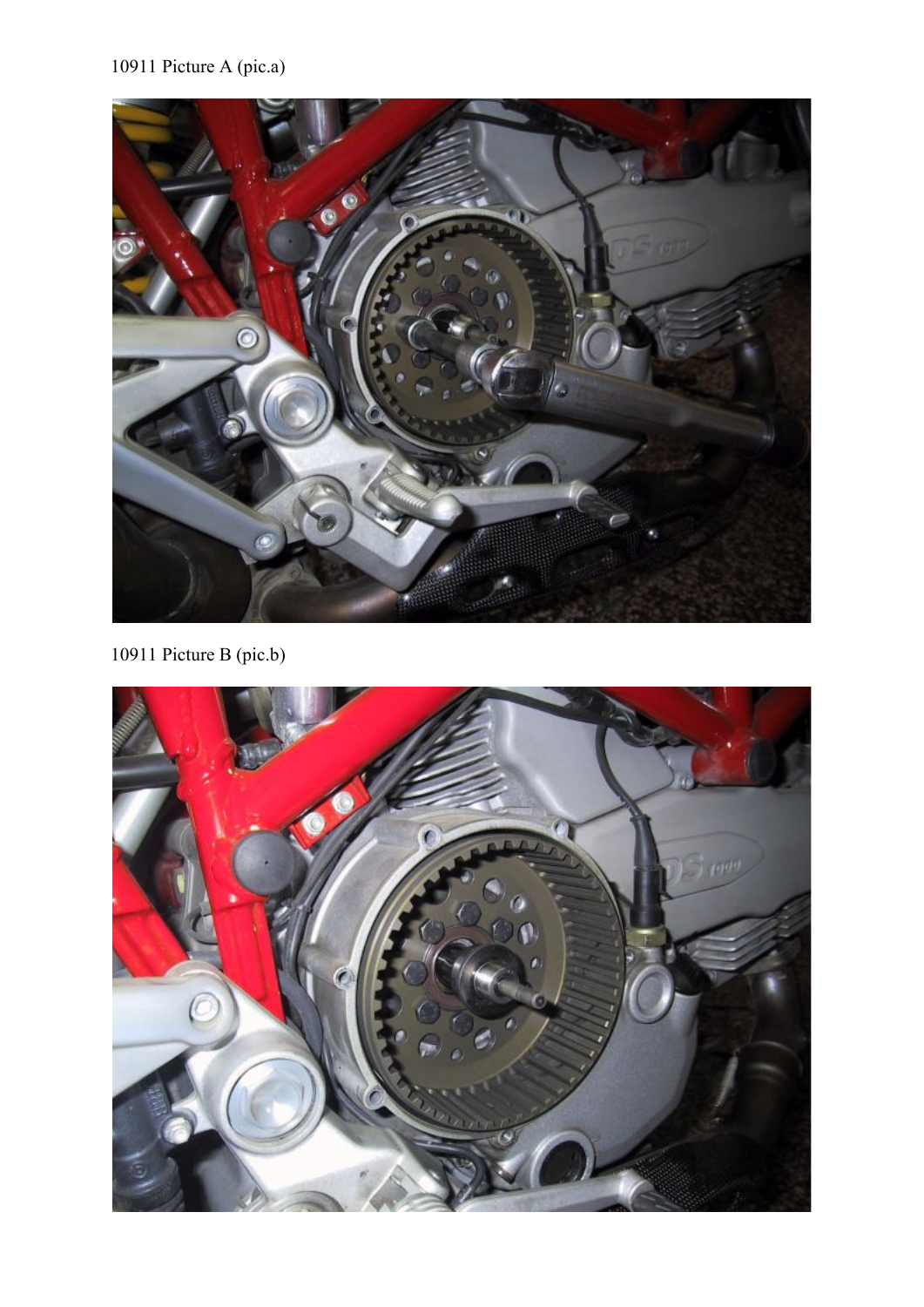10911 Picture A (pic.a)

10911 Picture B (pic.b)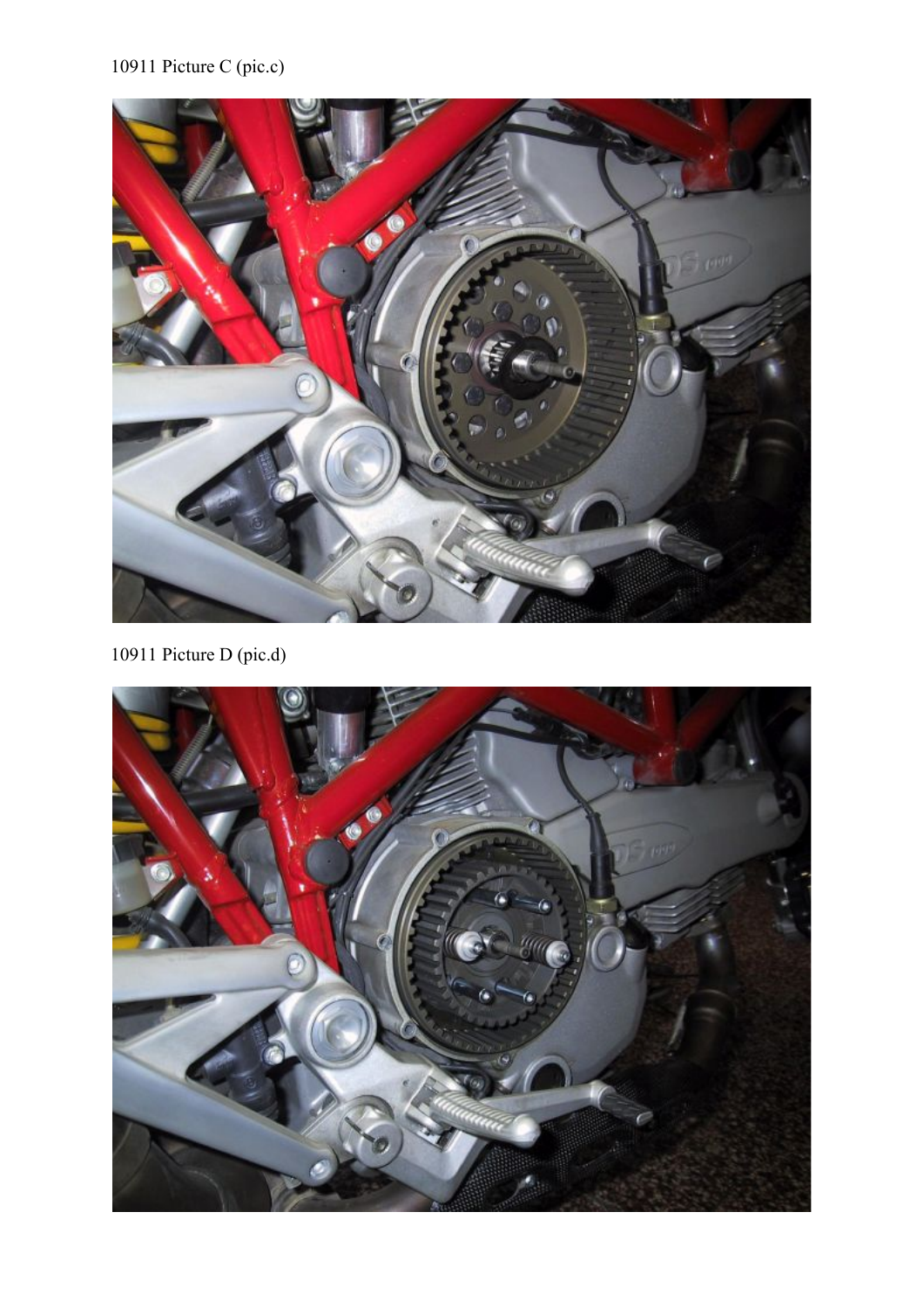10911 Picture C (pic.c)

10911 Picture D (pic.d)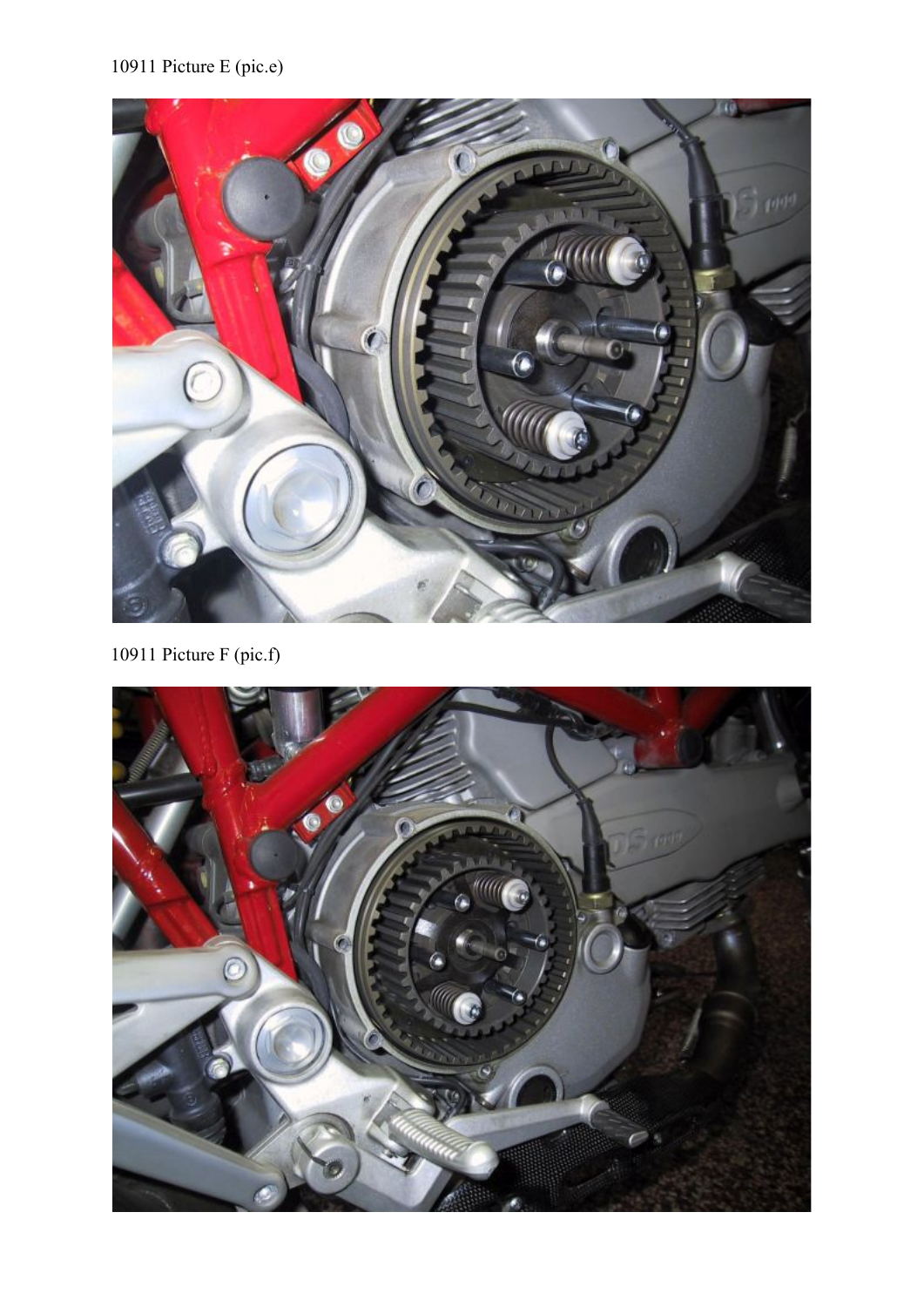10911 Picture E (pic.e)

10911 Picture F (pic.f)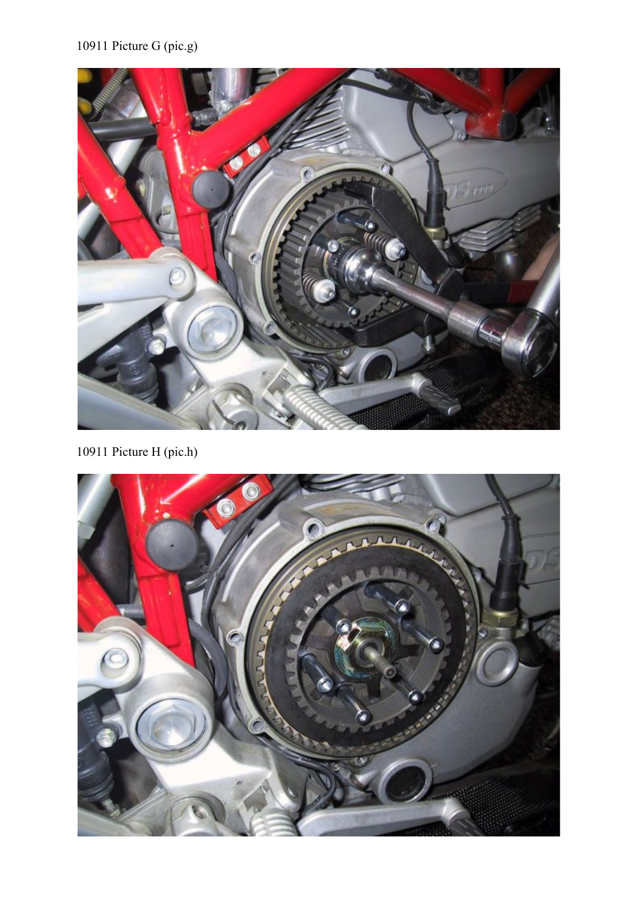10911 Picture G (pic.g)

10911 Picture H (pic.h)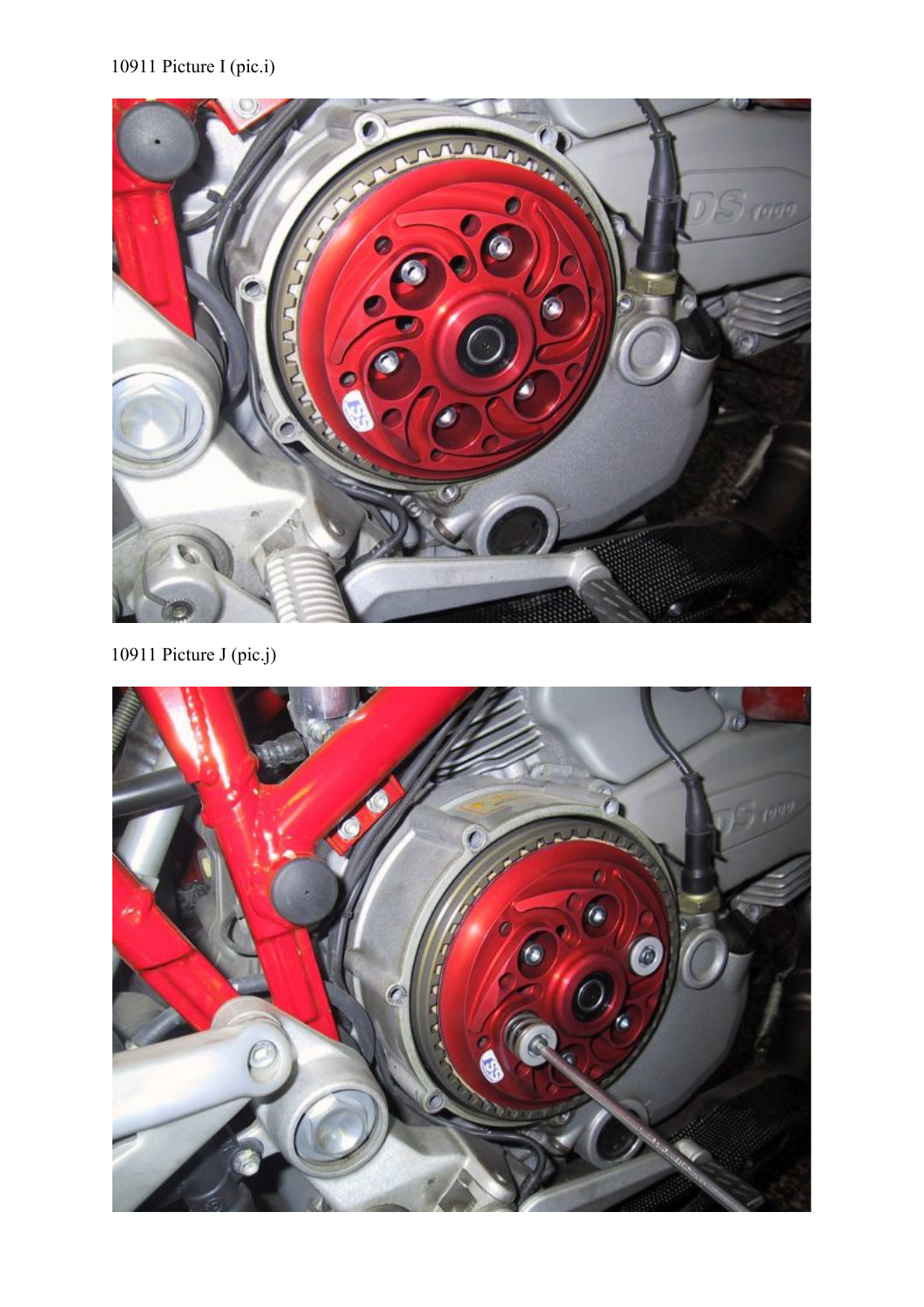10911 Picture I (pic.i)

10911 Picture J (pic.j)